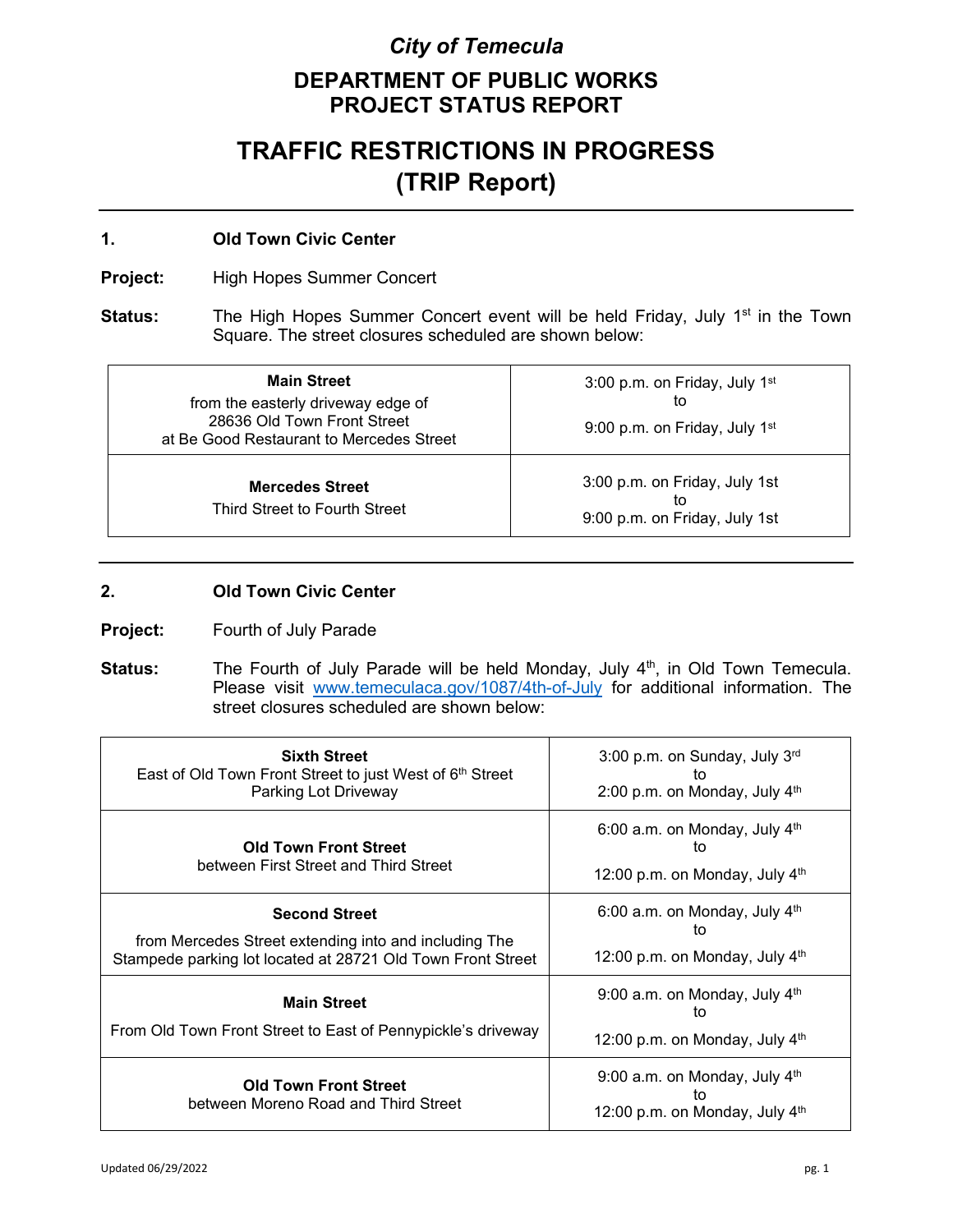# *City of Temecula*

## DEPARTMENT OF PUBLIC WORKS
## PROJECT STATUS REPORT

# TRAFFIC RESTRICTIONS IN PROGRESS
# (TRIP Report)

---

### 1. Old Town Civic Center

**Project:** High Hopes Summer Concert

**Status:** The High Hopes Summer Concert event will be held Friday, July 1st in the Town Square. The street closures scheduled are shown below:

| Location | Time |
|---|---|
| **Main Street** from the easterly driveway edge of 28636 Old Town Front Street at Be Good Restaurant to Mercedes Street | 3:00 p.m. on Friday, July 1st to 9:00 p.m. on Friday, July 1st |
| **Mercedes Street** Third Street to Fourth Street | 3:00 p.m. on Friday, July 1st to 9:00 p.m. on Friday, July 1st |

---

### 2. Old Town Civic Center

**Project:** Fourth of July Parade

**Status:** The Fourth of July Parade will be held Monday, July 4th, in Old Town Temecula. Please visit www.temeculaca.gov/1087/4th-of-July for additional information. The street closures scheduled are shown below:

| Location | Time |
|---|---|
| **Sixth Street** East of Old Town Front Street to just West of 6th Street Parking Lot Driveway | 3:00 p.m. on Sunday, July 3rd to 2:00 p.m. on Monday, July 4th |
| **Old Town Front Street** between First Street and Third Street | 6:00 a.m. on Monday, July 4th to 12:00 p.m. on Monday, July 4th |
| **Second Street** from Mercedes Street extending into and including The Stampede parking lot located at 28721 Old Town Front Street | 6:00 a.m. on Monday, July 4th to 12:00 p.m. on Monday, July 4th |
| **Main Street** From Old Town Front Street to East of Pennypickle's driveway | 9:00 a.m. on Monday, July 4th to 12:00 p.m. on Monday, July 4th |
| **Old Town Front Street** between Moreno Road and Third Street | 9:00 a.m. on Monday, July 4th to 12:00 p.m. on Monday, July 4th |

Updated 06/29/2022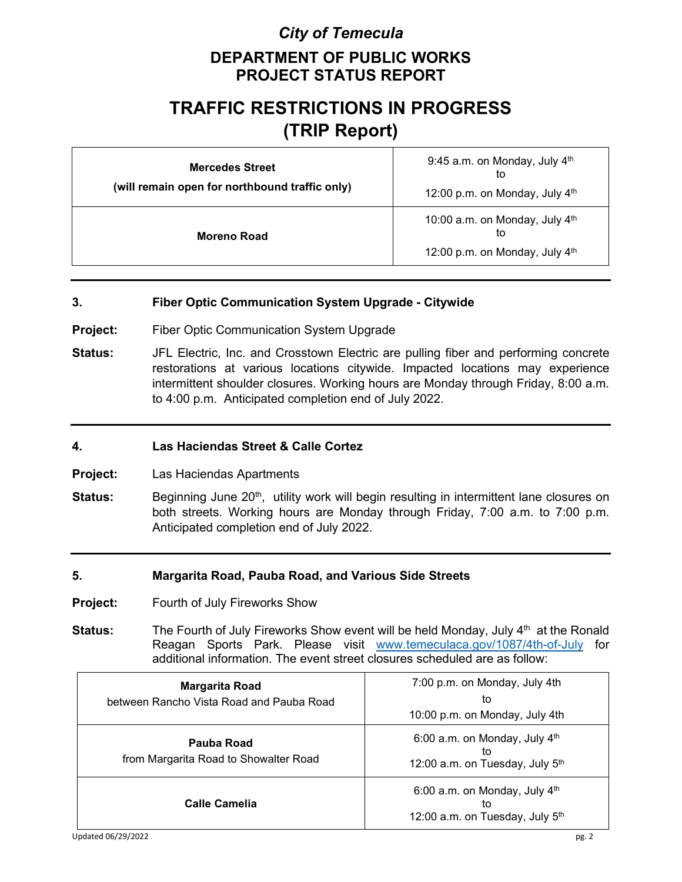# City of Temecula

## DEPARTMENT OF PUBLIC WORKS PROJECT STATUS REPORT

# TRAFFIC RESTRICTIONS IN PROGRESS (TRIP Report)

| | |
|---|---|
| **Mercedes Street** (will remain open for northbound traffic only) | 9:45 a.m. on Monday, July 4th to 12:00 p.m. on Monday, July 4th |
| **Moreno Road** | 10:00 a.m. on Monday, July 4th to 12:00 p.m. on Monday, July 4th |

---

### 3. Fiber Optic Communication System Upgrade - Citywide

**Project:** Fiber Optic Communication System Upgrade

**Status:** JFL Electric, Inc. and Crosstown Electric are pulling fiber and performing concrete restorations at various locations citywide. Impacted locations may experience intermittent shoulder closures. Working hours are Monday through Friday, 8:00 a.m. to 4:00 p.m. Anticipated completion end of July 2022.

---

### 4. Las Haciendas Street & Calle Cortez

**Project:** Las Haciendas Apartments

**Status:** Beginning June 20th, utility work will begin resulting in intermittent lane closures on both streets. Working hours are Monday through Friday, 7:00 a.m. to 7:00 p.m. Anticipated completion end of July 2022.

---

### 5. Margarita Road, Pauba Road, and Various Side Streets

**Project:** Fourth of July Fireworks Show

**Status:** The Fourth of July Fireworks Show event will be held Monday, July 4th at the Ronald Reagan Sports Park. Please visit www.temeculaca.gov/1087/4th-of-July for additional information. The event street closures scheduled are as follow:

| | |
|---|---|
| **Margarita Road** between Rancho Vista Road and Pauba Road | 7:00 p.m. on Monday, July 4th to 10:00 p.m. on Monday, July 4th |
| **Pauba Road** from Margarita Road to Showalter Road | 6:00 a.m. on Monday, July 4th to 12:00 a.m. on Tuesday, July 5th |
| **Calle Camelia** | 6:00 a.m. on Monday, July 4th to 12:00 a.m. on Tuesday, July 5th |

Updated 06/29/2022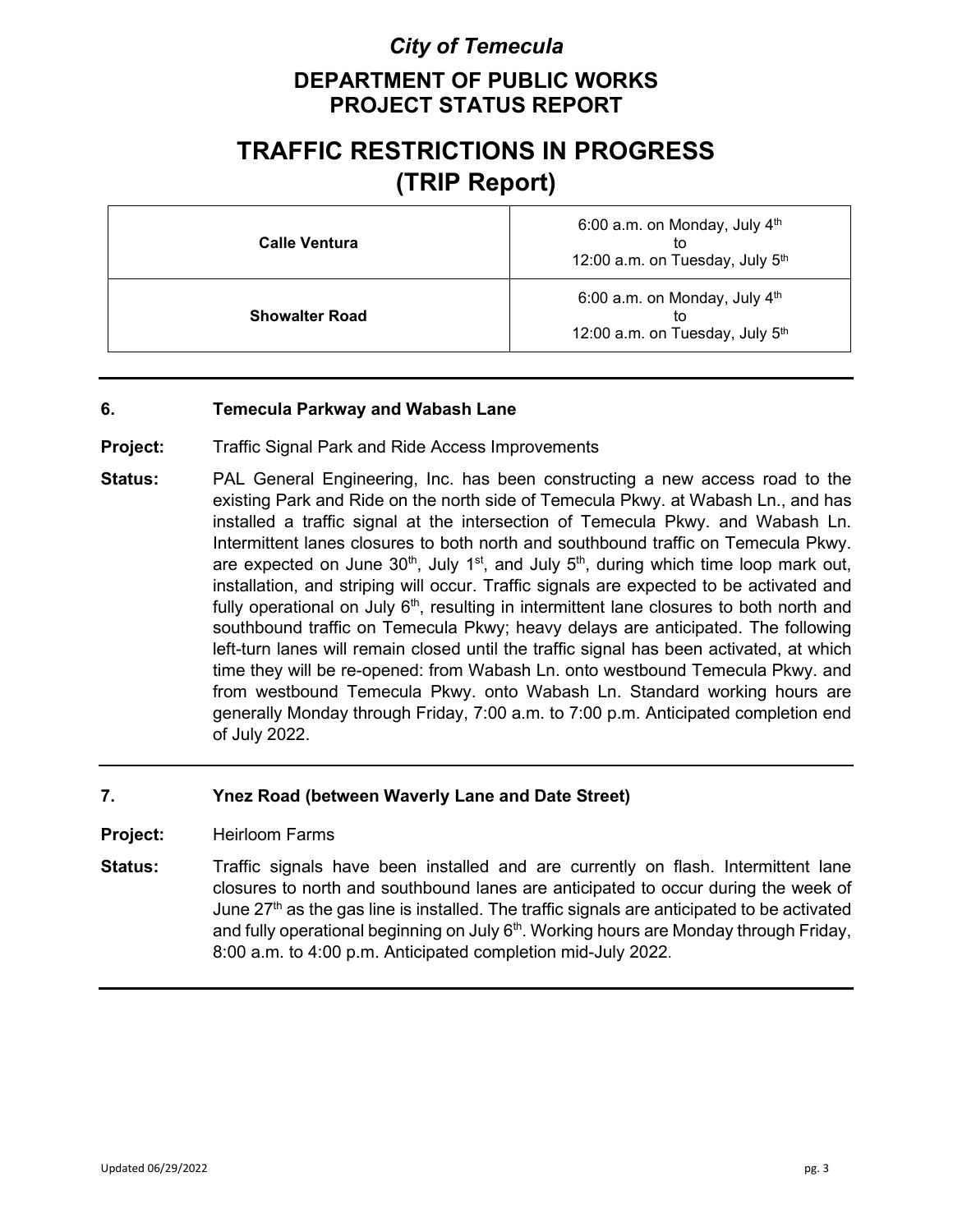*City of Temecula*

**DEPARTMENT OF PUBLIC WORKS**
**PROJECT STATUS REPORT**

# TRAFFIC RESTRICTIONS IN PROGRESS (TRIP Report)

| | |
|---|---|
| **Calle Ventura** | 6:00 a.m. on Monday, July 4th to 12:00 a.m. on Tuesday, July 5th |
| **Showalter Road** | 6:00 a.m. on Monday, July 4th to 12:00 a.m. on Tuesday, July 5th |

---

### 6. Temecula Parkway and Wabash Lane

**Project:** Traffic Signal Park and Ride Access Improvements

**Status:** PAL General Engineering, Inc. has been constructing a new access road to the existing Park and Ride on the north side of Temecula Pkwy. at Wabash Ln., and has installed a traffic signal at the intersection of Temecula Pkwy. and Wabash Ln. Intermittent lanes closures to both north and southbound traffic on Temecula Pkwy. are expected on June 30th, July 1st, and July 5th, during which time loop mark out, installation, and striping will occur. Traffic signals are expected to be activated and fully operational on July 6th, resulting in intermittent lane closures to both north and southbound traffic on Temecula Pkwy; heavy delays are anticipated. The following left-turn lanes will remain closed until the traffic signal has been activated, at which time they will be re-opened: from Wabash Ln. onto westbound Temecula Pkwy. and from westbound Temecula Pkwy. onto Wabash Ln. Standard working hours are generally Monday through Friday, 7:00 a.m. to 7:00 p.m. Anticipated completion end of July 2022.

---

### 7. Ynez Road (between Waverly Lane and Date Street)

**Project:** Heirloom Farms

**Status:** Traffic signals have been installed and are currently on flash. Intermittent lane closures to north and southbound lanes are anticipated to occur during the week of June 27th as the gas line is installed. The traffic signals are anticipated to be activated and fully operational beginning on July 6th. Working hours are Monday through Friday, 8:00 a.m. to 4:00 p.m. Anticipated completion mid-July 2022.

---

Updated 06/29/2022